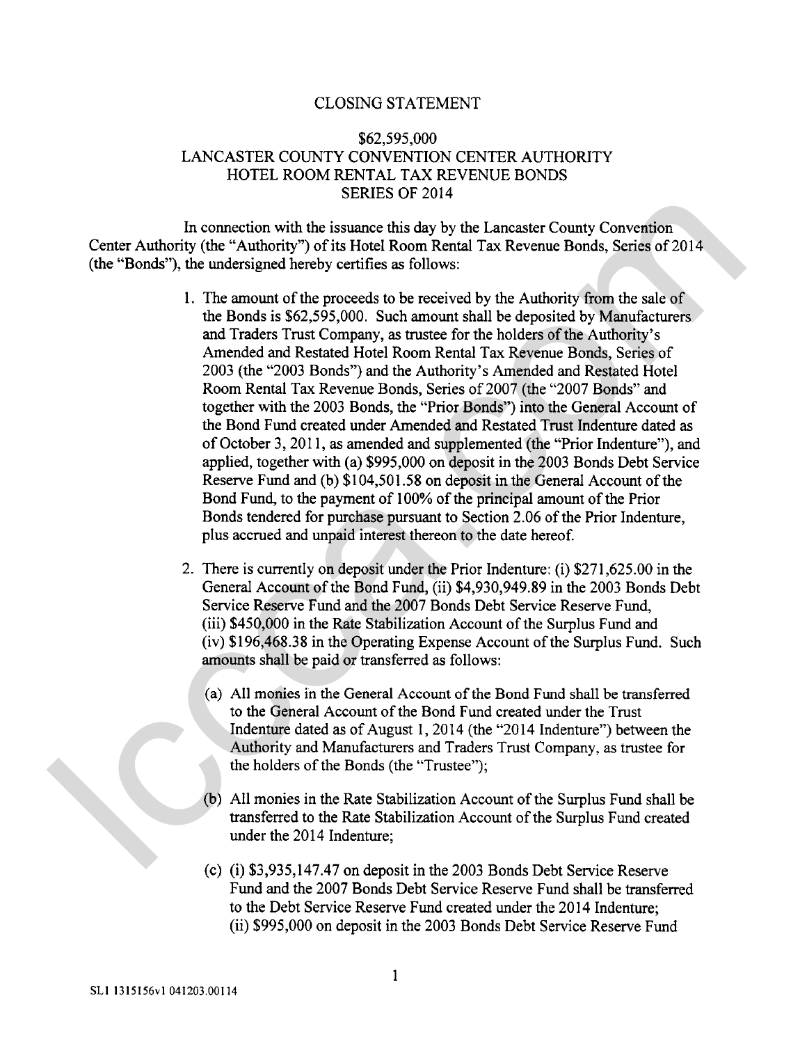CLOSING STATEMENT

$62,595,000
LANCASTER COUNTY CONVENTION CENTER AUTHORITY
HOTEL ROOM RENTAL TAX REVENUE BONDS
SERIES OF 2014

In connection with the issuance this day by the Lancaster County Convention Center Authority (the "Authority") of its Hotel Room Rental Tax Revenue Bonds, Series of 2014 (the "Bonds"), the undersigned hereby certifies as follows:

1. The amount of the proceeds to be received by the Authority from the sale of the Bonds is $62,595,000. Such amount shall be deposited by Manufacturers and Traders Trust Company, as trustee for the holders of the Authority's Amended and Restated Hotel Room Rental Tax Revenue Bonds, Series of 2003 (the "2003 Bonds") and the Authority's Amended and Restated Hotel Room Rental Tax Revenue Bonds, Series of 2007 (the "2007 Bonds" and together with the 2003 Bonds, the "Prior Bonds") into the General Account of the Bond Fund created under Amended and Restated Trust Indenture dated as of October 3, 2011, as amended and supplemented (the "Prior Indenture"), and applied, together with (a) $995,000 on deposit in the 2003 Bonds Debt Service Reserve Fund and (b) $104,501.58 on deposit in the General Account of the Bond Fund, to the payment of 100% of the principal amount of the Prior Bonds tendered for purchase pursuant to Section 2.06 of the Prior Indenture, plus accrued and unpaid interest thereon to the date hereof.

2. There is currently on deposit under the Prior Indenture: (i) $271,625.00 in the General Account of the Bond Fund, (ii) $4,930,949.89 in the 2003 Bonds Debt Service Reserve Fund and the 2007 Bonds Debt Service Reserve Fund, (iii) $450,000 in the Rate Stabilization Account of the Surplus Fund and (iv) $196,468.38 in the Operating Expense Account of the Surplus Fund. Such amounts shall be paid or transferred as follows:

   (a) All monies in the General Account of the Bond Fund shall be transferred to the General Account of the Bond Fund created under the Trust Indenture dated as of August 1, 2014 (the "2014 Indenture") between the Authority and Manufacturers and Traders Trust Company, as trustee for the holders of the Bonds (the "Trustee");

   (b) All monies in the Rate Stabilization Account of the Surplus Fund shall be transferred to the Rate Stabilization Account of the Surplus Fund created under the 2014 Indenture;

   (c) (i) $3,935,147.47 on deposit in the 2003 Bonds Debt Service Reserve Fund and the 2007 Bonds Debt Service Reserve Fund shall be transferred to the Debt Service Reserve Fund created under the 2014 Indenture; (ii) $995,000 on deposit in the 2003 Bonds Debt Service Reserve Fund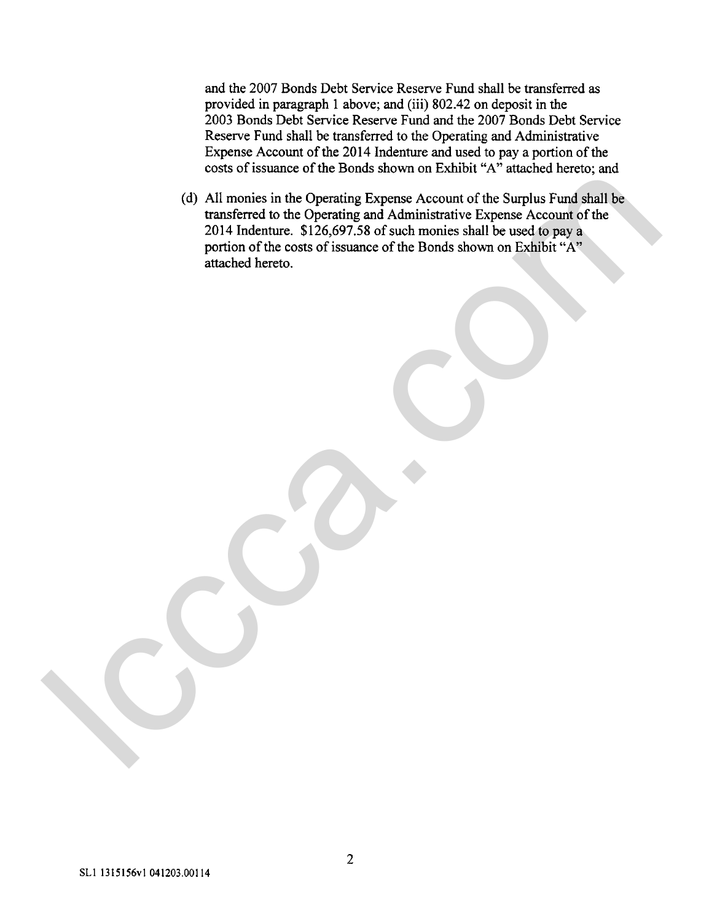and the 2007 Bonds Debt Service Reserve Fund shall be transferred as provided in paragraph 1 above; and (iii) 802.42 on deposit in the 2003 Bonds Debt Service Reserve Fund and the 2007 Bonds Debt Service Reserve Fund shall be transferred to the Operating and Administrative Expense Account of the 2014 Indenture and used to pay a portion of the costs of issuance of the Bonds shown on Exhibit "A" attached hereto; and

(d) All monies in the Operating Expense Account of the Surplus Fund shall be transferred to the Operating and Administrative Expense Account of the 2014 Indenture. $126,697.58 of such monies shall be used to pay a portion of the costs of issuance of the Bonds shown on Exhibit "A" attached hereto.

SL1 1315156v1 041203.00114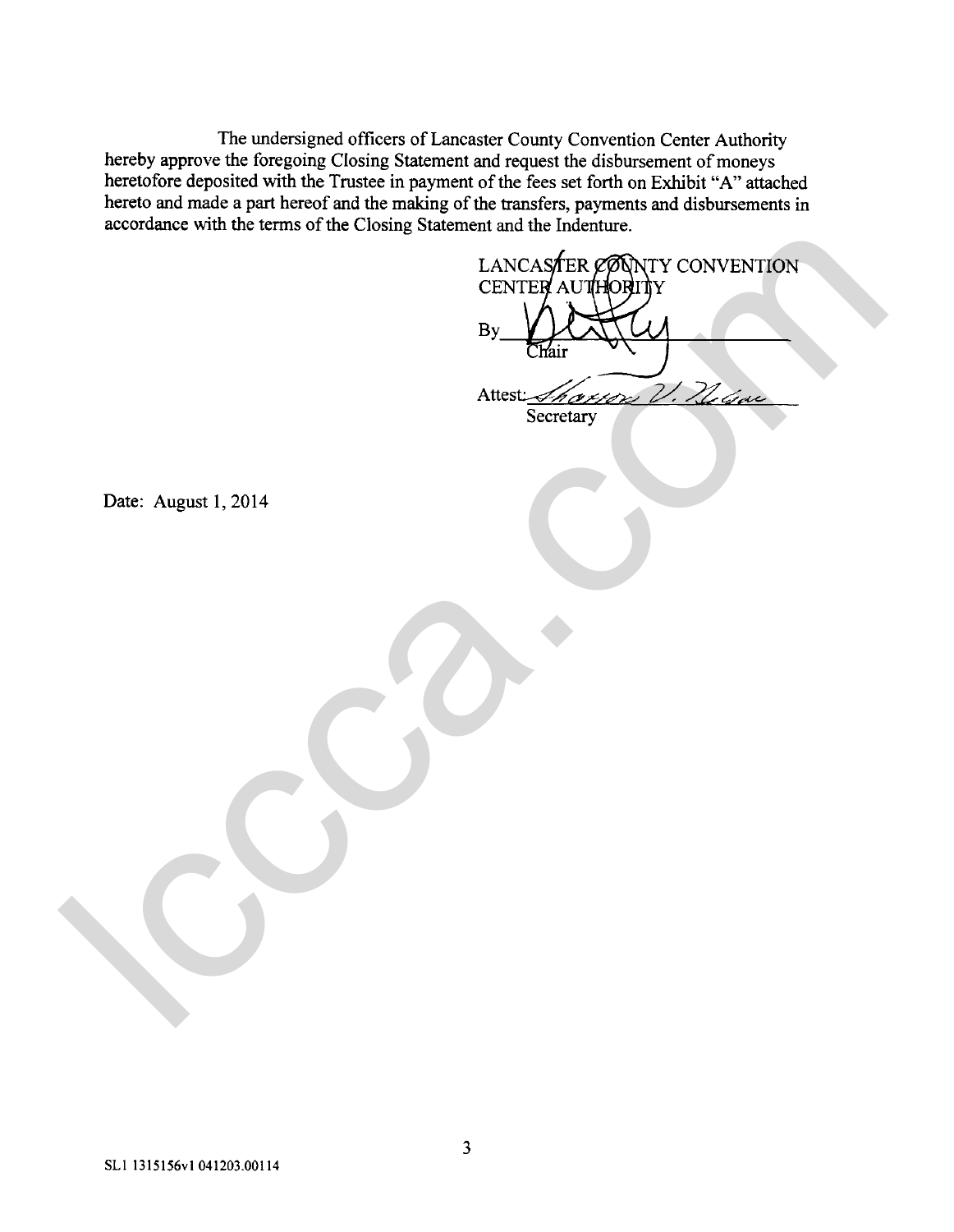The undersigned officers of Lancaster County Convention Center Authority hereby approve the foregoing Closing Statement and request the disbursement of moneys heretofore deposited with the Trustee in payment of the fees set forth on Exhibit "A" attached hereto and made a part hereof and the making of the transfers, payments and disbursements in accordance with the terms of the Closing Statement and the Indenture.

LANCASTER COUNTY CONVENTION CENTER AUTHORITY

By ______________________
Chair

Attest: ______________________
Secretary

Date: August 1, 2014

SL1 1315156v1 041203.00114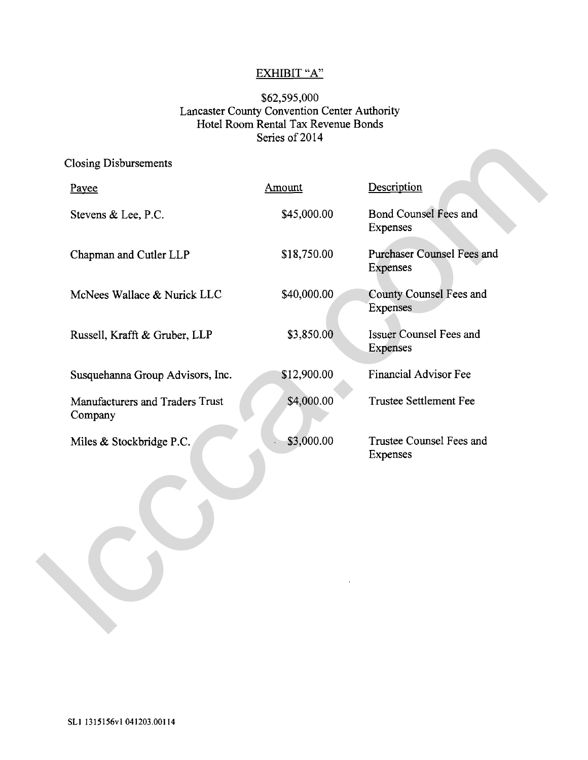EXHIBIT "A"

$62,595,000
Lancaster County Convention Center Authority
Hotel Room Rental Tax Revenue Bonds
Series of 2014

Closing Disbursements

| Payee | Amount | Description |
|---|---|---|
| Stevens & Lee, P.C. | $45,000.00 | Bond Counsel Fees and Expenses |
| Chapman and Cutler LLP | $18,750.00 | Purchaser Counsel Fees and Expenses |
| McNees Wallace & Nurick LLC | $40,000.00 | County Counsel Fees and Expenses |
| Russell, Krafft & Gruber, LLP | $3,850.00 | Issuer Counsel Fees and Expenses |
| Susquehanna Group Advisors, Inc. | $12,900.00 | Financial Advisor Fee |
| Manufacturers and Traders Trust Company | $4,000.00 | Trustee Settlement Fee |
| Miles & Stockbridge P.C. | $3,000.00 | Trustee Counsel Fees and Expenses |

SL1 1315156v1 041203.00114